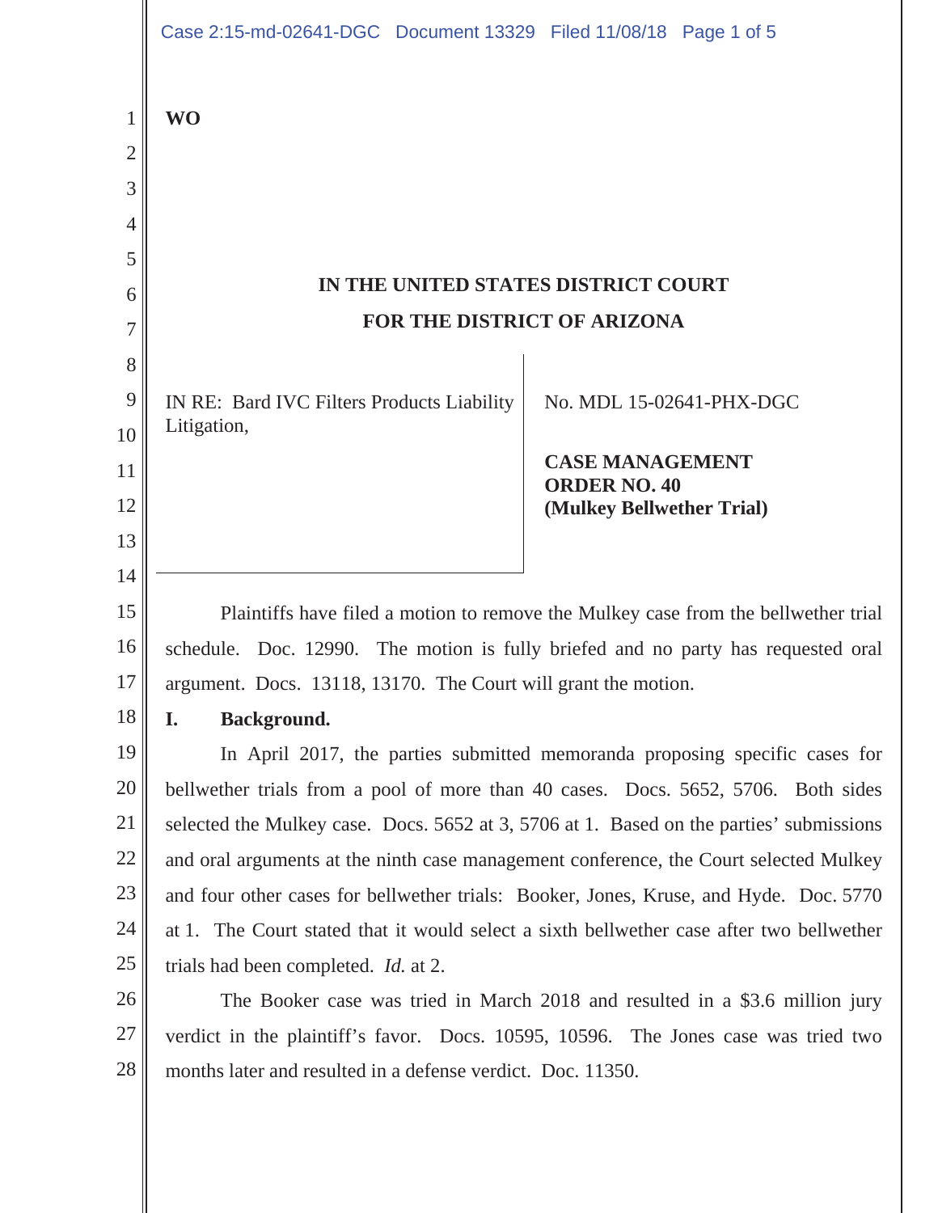WO

# IN THE UNITED STATES DISTRICT COURT
# FOR THE DISTRICT OF ARIZONA

IN RE: Bard IVC Filters Products Liability Litigation,

No. MDL 15-02641-PHX-DGC

**CASE MANAGEMENT ORDER NO. 40**
**(Mulkey Bellwether Trial)**

Plaintiffs have filed a motion to remove the Mulkey case from the bellwether trial schedule. Doc. 12990. The motion is fully briefed and no party has requested oral argument. Docs. 13118, 13170. The Court will grant the motion.

## I. Background.

In April 2017, the parties submitted memoranda proposing specific cases for bellwether trials from a pool of more than 40 cases. Docs. 5652, 5706. Both sides selected the Mulkey case. Docs. 5652 at 3, 5706 at 1. Based on the parties' submissions and oral arguments at the ninth case management conference, the Court selected Mulkey and four other cases for bellwether trials: Booker, Jones, Kruse, and Hyde. Doc. 5770 at 1. The Court stated that it would select a sixth bellwether case after two bellwether trials had been completed. *Id.* at 2.

The Booker case was tried in March 2018 and resulted in a $3.6 million jury verdict in the plaintiff's favor. Docs. 10595, 10596. The Jones case was tried two months later and resulted in a defense verdict. Doc. 11350.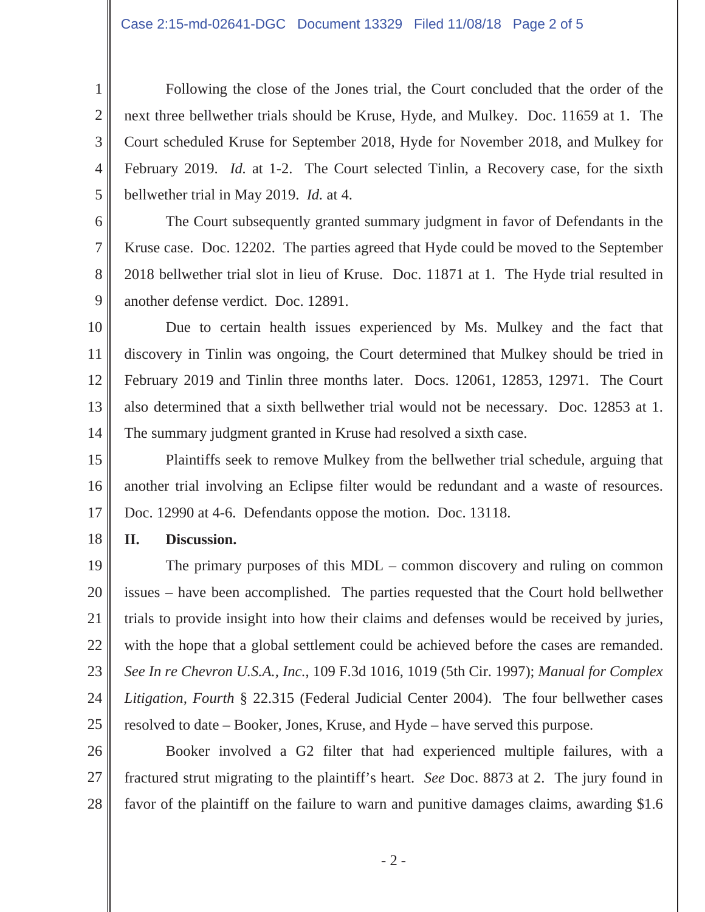Following the close of the Jones trial, the Court concluded that the order of the next three bellwether trials should be Kruse, Hyde, and Mulkey. Doc. 11659 at 1. The Court scheduled Kruse for September 2018, Hyde for November 2018, and Mulkey for February 2019. *Id.* at 1-2. The Court selected Tinlin, a Recovery case, for the sixth bellwether trial in May 2019. *Id.* at 4.

The Court subsequently granted summary judgment in favor of Defendants in the Kruse case. Doc. 12202. The parties agreed that Hyde could be moved to the September 2018 bellwether trial slot in lieu of Kruse. Doc. 11871 at 1. The Hyde trial resulted in another defense verdict. Doc. 12891.

Due to certain health issues experienced by Ms. Mulkey and the fact that discovery in Tinlin was ongoing, the Court determined that Mulkey should be tried in February 2019 and Tinlin three months later. Docs. 12061, 12853, 12971. The Court also determined that a sixth bellwether trial would not be necessary. Doc. 12853 at 1. The summary judgment granted in Kruse had resolved a sixth case.

Plaintiffs seek to remove Mulkey from the bellwether trial schedule, arguing that another trial involving an Eclipse filter would be redundant and a waste of resources. Doc. 12990 at 4-6. Defendants oppose the motion. Doc. 13118.

## II. Discussion.

The primary purposes of this MDL – common discovery and ruling on common issues – have been accomplished. The parties requested that the Court hold bellwether trials to provide insight into how their claims and defenses would be received by juries, with the hope that a global settlement could be achieved before the cases are remanded. *See In re Chevron U.S.A., Inc.*, 109 F.3d 1016, 1019 (5th Cir. 1997); *Manual for Complex Litigation, Fourth* § 22.315 (Federal Judicial Center 2004). The four bellwether cases resolved to date – Booker, Jones, Kruse, and Hyde – have served this purpose.

Booker involved a G2 filter that had experienced multiple failures, with a fractured strut migrating to the plaintiff's heart. *See* Doc. 8873 at 2. The jury found in favor of the plaintiff on the failure to warn and punitive damages claims, awarding $1.6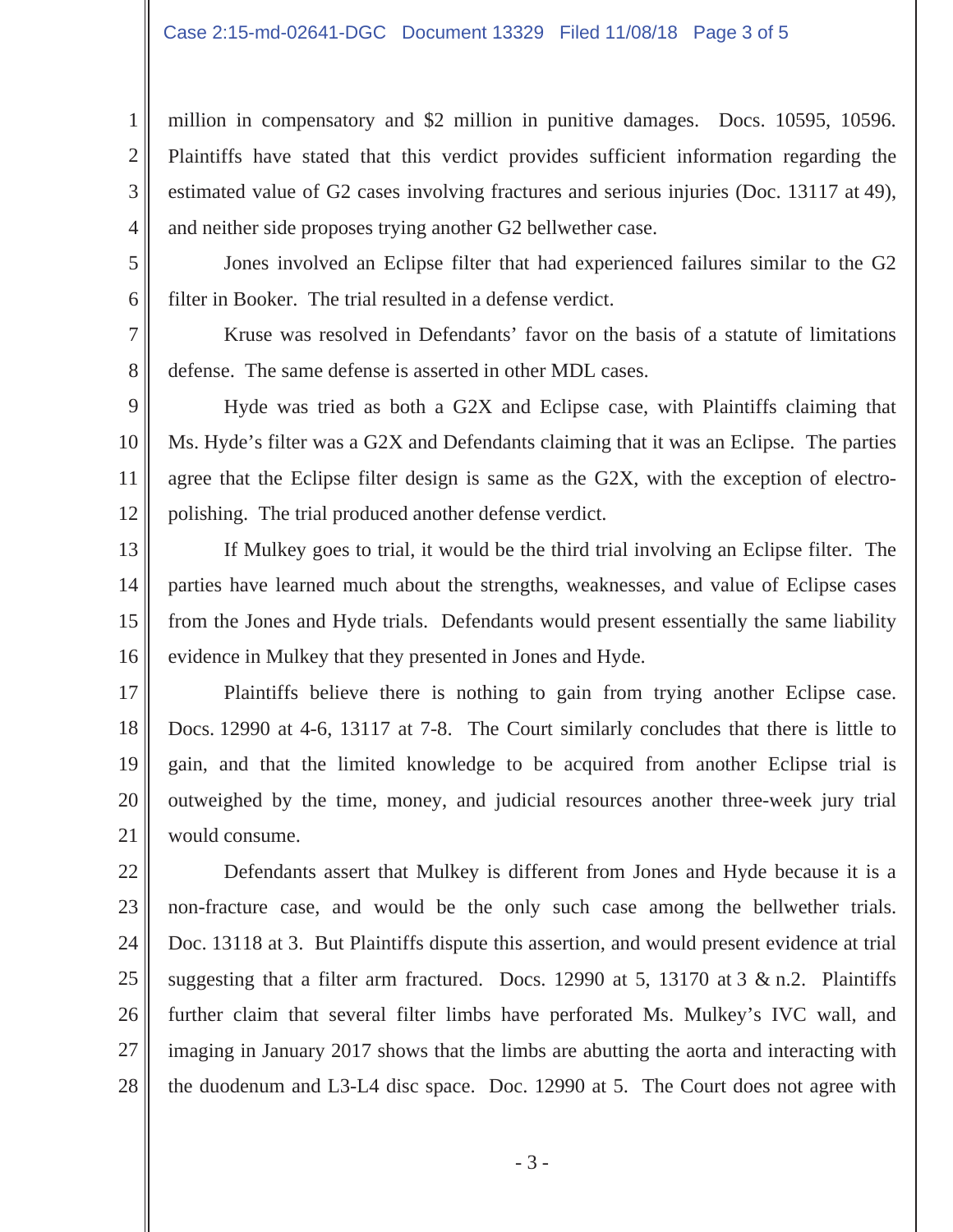million in compensatory and $2 million in punitive damages. Docs. 10595, 10596. Plaintiffs have stated that this verdict provides sufficient information regarding the estimated value of G2 cases involving fractures and serious injuries (Doc. 13117 at 49), and neither side proposes trying another G2 bellwether case.

Jones involved an Eclipse filter that had experienced failures similar to the G2 filter in Booker. The trial resulted in a defense verdict.

Kruse was resolved in Defendants' favor on the basis of a statute of limitations defense. The same defense is asserted in other MDL cases.

Hyde was tried as both a G2X and Eclipse case, with Plaintiffs claiming that Ms. Hyde's filter was a G2X and Defendants claiming that it was an Eclipse. The parties agree that the Eclipse filter design is same as the G2X, with the exception of electro-polishing. The trial produced another defense verdict.

If Mulkey goes to trial, it would be the third trial involving an Eclipse filter. The parties have learned much about the strengths, weaknesses, and value of Eclipse cases from the Jones and Hyde trials. Defendants would present essentially the same liability evidence in Mulkey that they presented in Jones and Hyde.

Plaintiffs believe there is nothing to gain from trying another Eclipse case. Docs. 12990 at 4-6, 13117 at 7-8. The Court similarly concludes that there is little to gain, and that the limited knowledge to be acquired from another Eclipse trial is outweighed by the time, money, and judicial resources another three-week jury trial would consume.

Defendants assert that Mulkey is different from Jones and Hyde because it is a non-fracture case, and would be the only such case among the bellwether trials. Doc. 13118 at 3. But Plaintiffs dispute this assertion, and would present evidence at trial suggesting that a filter arm fractured. Docs. 12990 at 5, 13170 at 3 & n.2. Plaintiffs further claim that several filter limbs have perforated Ms. Mulkey's IVC wall, and imaging in January 2017 shows that the limbs are abutting the aorta and interacting with the duodenum and L3-L4 disc space. Doc. 12990 at 5. The Court does not agree with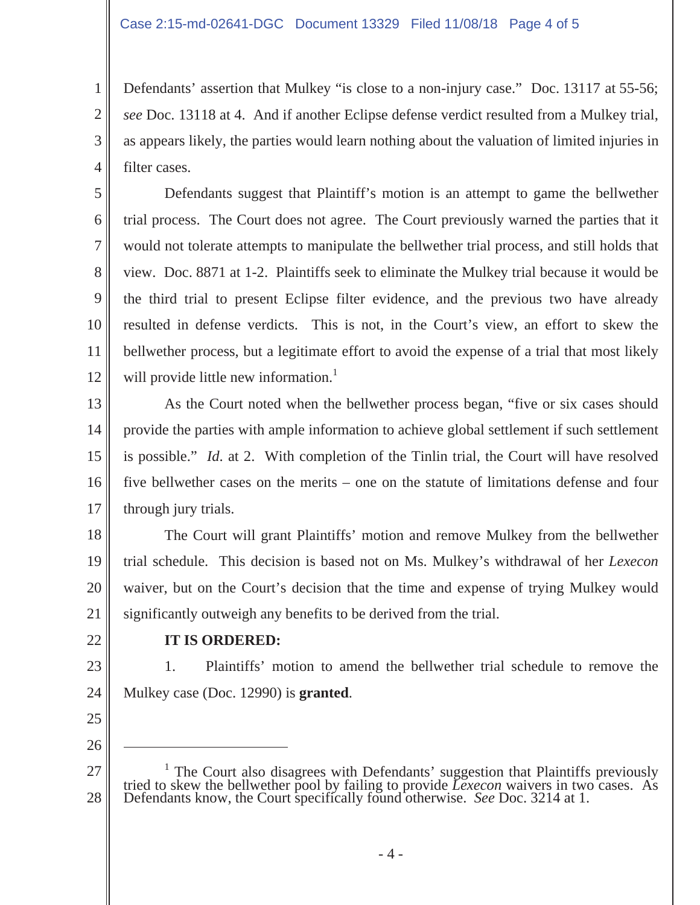Defendants' assertion that Mulkey "is close to a non-injury case." Doc. 13117 at 55-56; *see* Doc. 13118 at 4. And if another Eclipse defense verdict resulted from a Mulkey trial, as appears likely, the parties would learn nothing about the valuation of limited injuries in filter cases.

Defendants suggest that Plaintiff's motion is an attempt to game the bellwether trial process. The Court does not agree. The Court previously warned the parties that it would not tolerate attempts to manipulate the bellwether trial process, and still holds that view. Doc. 8871 at 1-2. Plaintiffs seek to eliminate the Mulkey trial because it would be the third trial to present Eclipse filter evidence, and the previous two have already resulted in defense verdicts. This is not, in the Court's view, an effort to skew the bellwether process, but a legitimate effort to avoid the expense of a trial that most likely will provide little new information.[1]

As the Court noted when the bellwether process began, "five or six cases should provide the parties with ample information to achieve global settlement if such settlement is possible." *Id*. at 2. With completion of the Tinlin trial, the Court will have resolved five bellwether cases on the merits – one on the statute of limitations defense and four through jury trials.

The Court will grant Plaintiffs' motion and remove Mulkey from the bellwether trial schedule. This decision is based not on Ms. Mulkey's withdrawal of her *Lexecon* waiver, but on the Court's decision that the time and expense of trying Mulkey would significantly outweigh any benefits to be derived from the trial.

**IT IS ORDERED:**

1. Plaintiffs' motion to amend the bellwether trial schedule to remove the Mulkey case (Doc. 12990) is **granted**.

---

[1] The Court also disagrees with Defendants' suggestion that Plaintiffs previously tried to skew the bellwether pool by failing to provide *Lexecon* waivers in two cases. As Defendants know, the Court specifically found otherwise. *See* Doc. 3214 at 1.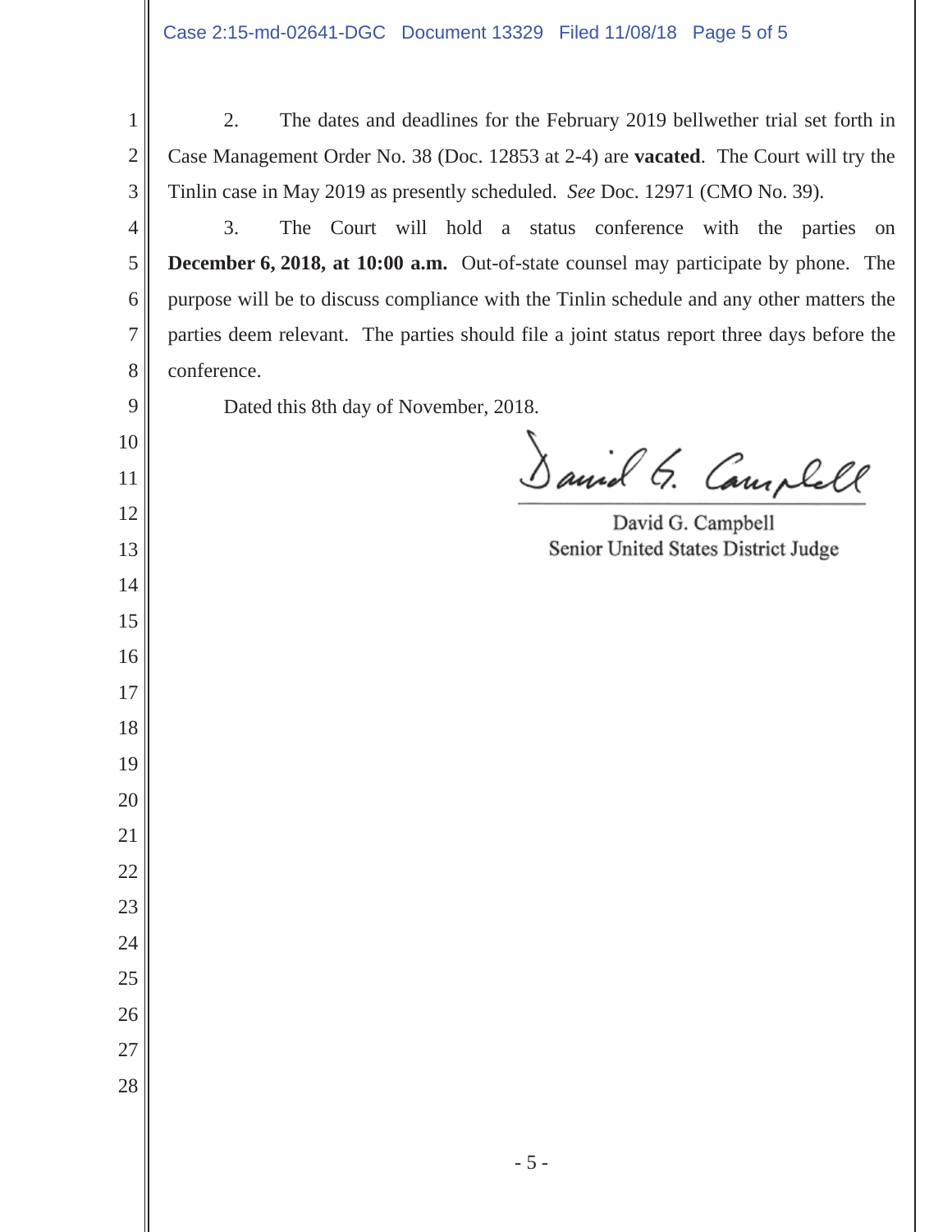2. The dates and deadlines for the February 2019 bellwether trial set forth in Case Management Order No. 38 (Doc. 12853 at 2-4) are **vacated**. The Court will try the Tinlin case in May 2019 as presently scheduled. *See* Doc. 12971 (CMO No. 39).

3. The Court will hold a status conference with the parties on **December 6, 2018, at 10:00 a.m.** Out-of-state counsel may participate by phone. The purpose will be to discuss compliance with the Tinlin schedule and any other matters the parties deem relevant. The parties should file a joint status report three days before the conference.

Dated this 8th day of November, 2018.

David G. Campbell
Senior United States District Judge